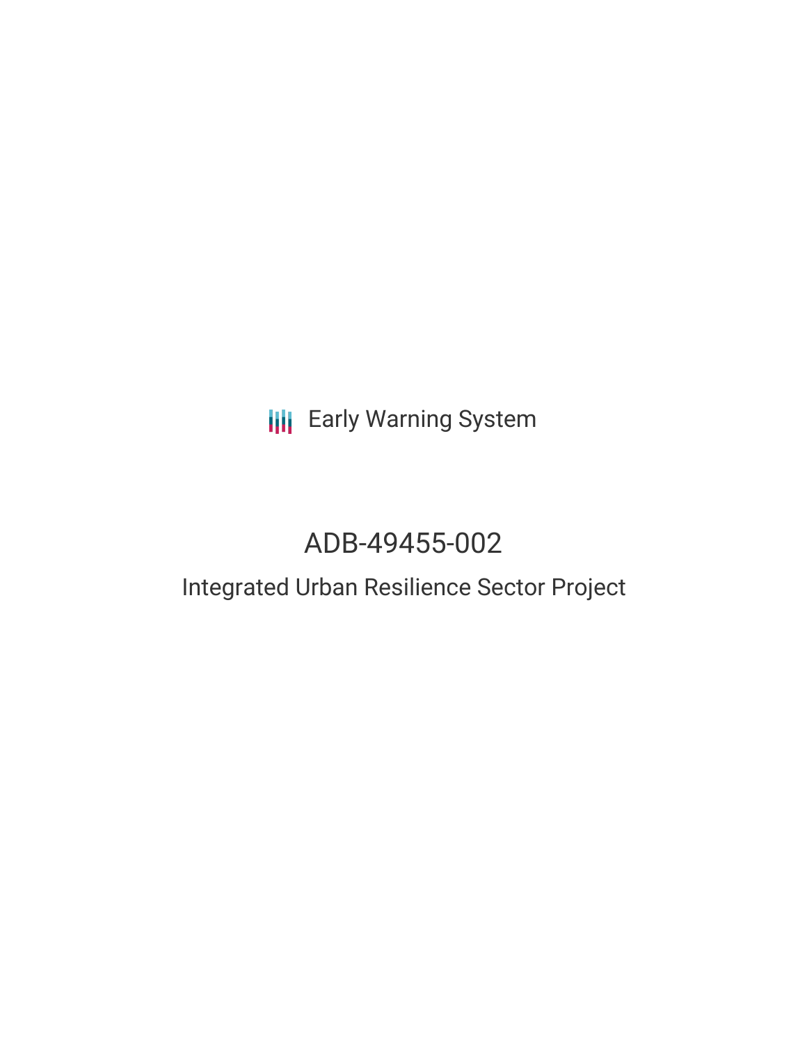Early Warning System

# ADB-49455-002

## Integrated Urban Resilience Sector Project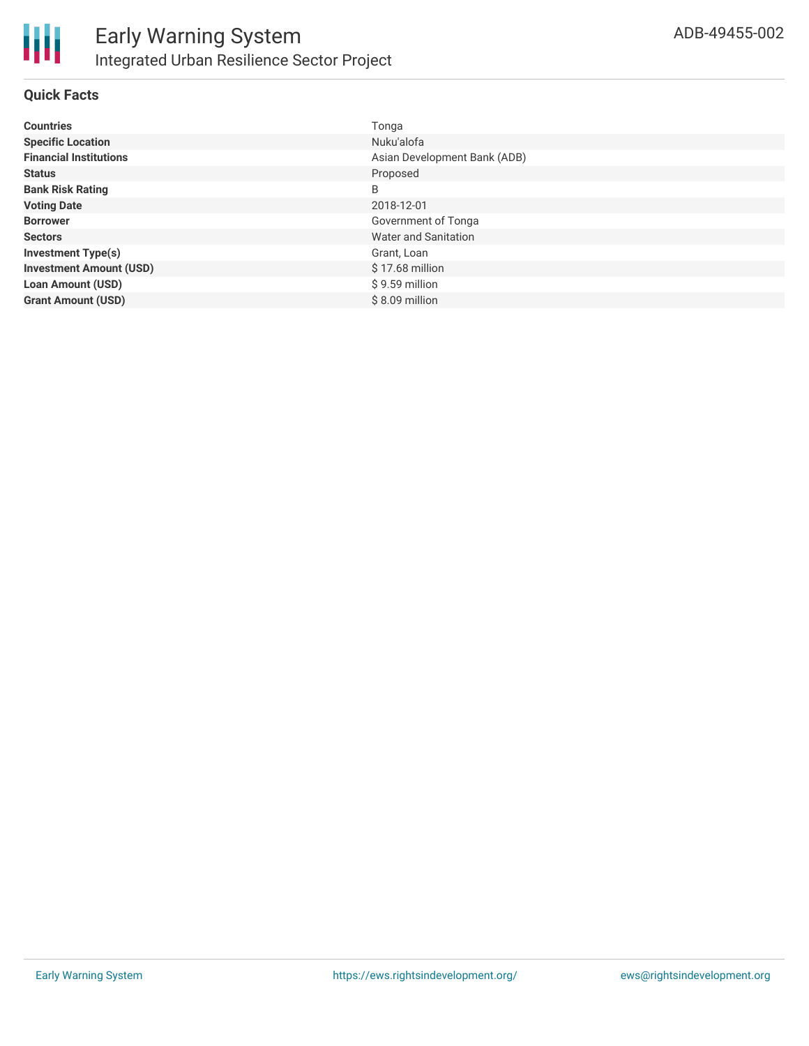# Early Warning System

## Integrated Urban Resilience Sector Project

ADB-49455-002

### Quick Facts

| | |
|---|---|
| **Countries** | Tonga |
| **Specific Location** | Nuku'alofa |
| **Financial Institutions** | Asian Development Bank (ADB) |
| **Status** | Proposed |
| **Bank Risk Rating** | B |
| **Voting Date** | 2018-12-01 |
| **Borrower** | Government of Tonga |
| **Sectors** | Water and Sanitation |
| **Investment Type(s)** | Grant, Loan |
| **Investment Amount (USD)** | $ 17.68 million |
| **Loan Amount (USD)** | $ 9.59 million |
| **Grant Amount (USD)** | $ 8.09 million |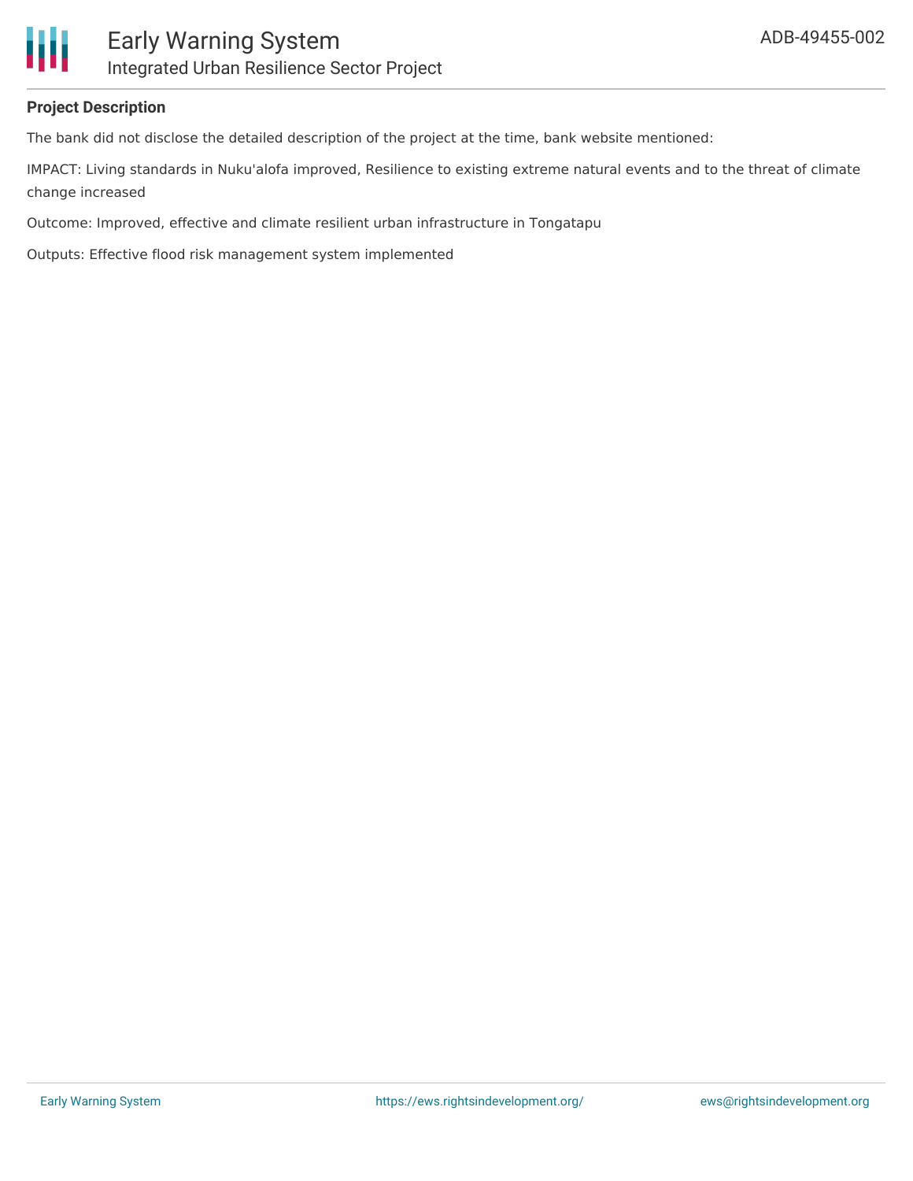## Project Description

The bank did not disclose the detailed description of the project at the time, bank website mentioned:

IMPACT: Living standards in Nuku'alofa improved, Resilience to existing extreme natural events and to the threat of climate change increased

Outcome: Improved, effective and climate resilient urban infrastructure in Tongatapu

Outputs: Effective flood risk management system implemented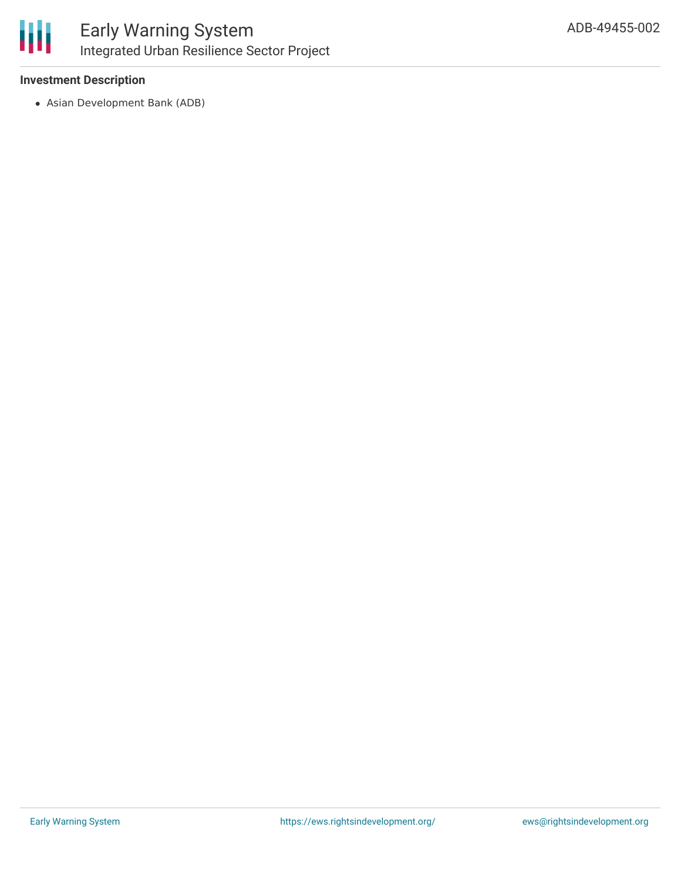**Investment Description**

- Asian Development Bank (ADB)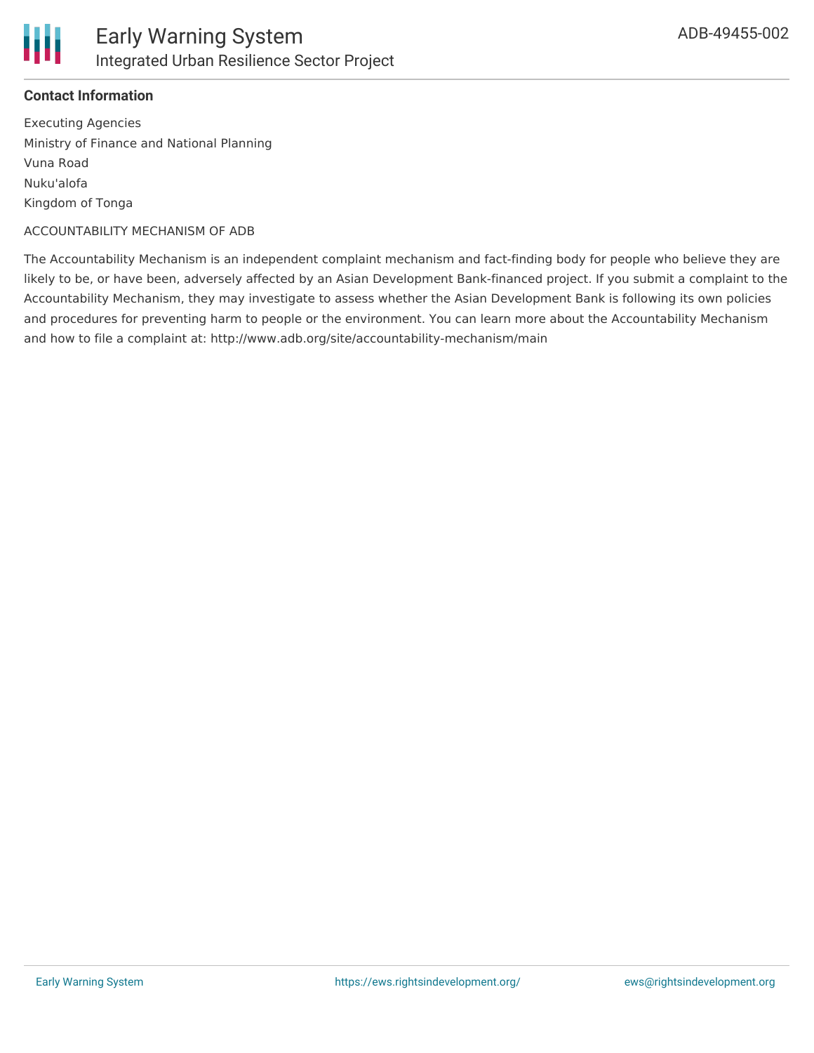**Contact Information**

Executing Agencies
Ministry of Finance and National Planning
Vuna Road
Nuku'alofa
Kingdom of Tonga

ACCOUNTABILITY MECHANISM OF ADB

The Accountability Mechanism is an independent complaint mechanism and fact-finding body for people who believe they are likely to be, or have been, adversely affected by an Asian Development Bank-financed project. If you submit a complaint to the Accountability Mechanism, they may investigate to assess whether the Asian Development Bank is following its own policies and procedures for preventing harm to people or the environment. You can learn more about the Accountability Mechanism and how to file a complaint at: http://www.adb.org/site/accountability-mechanism/main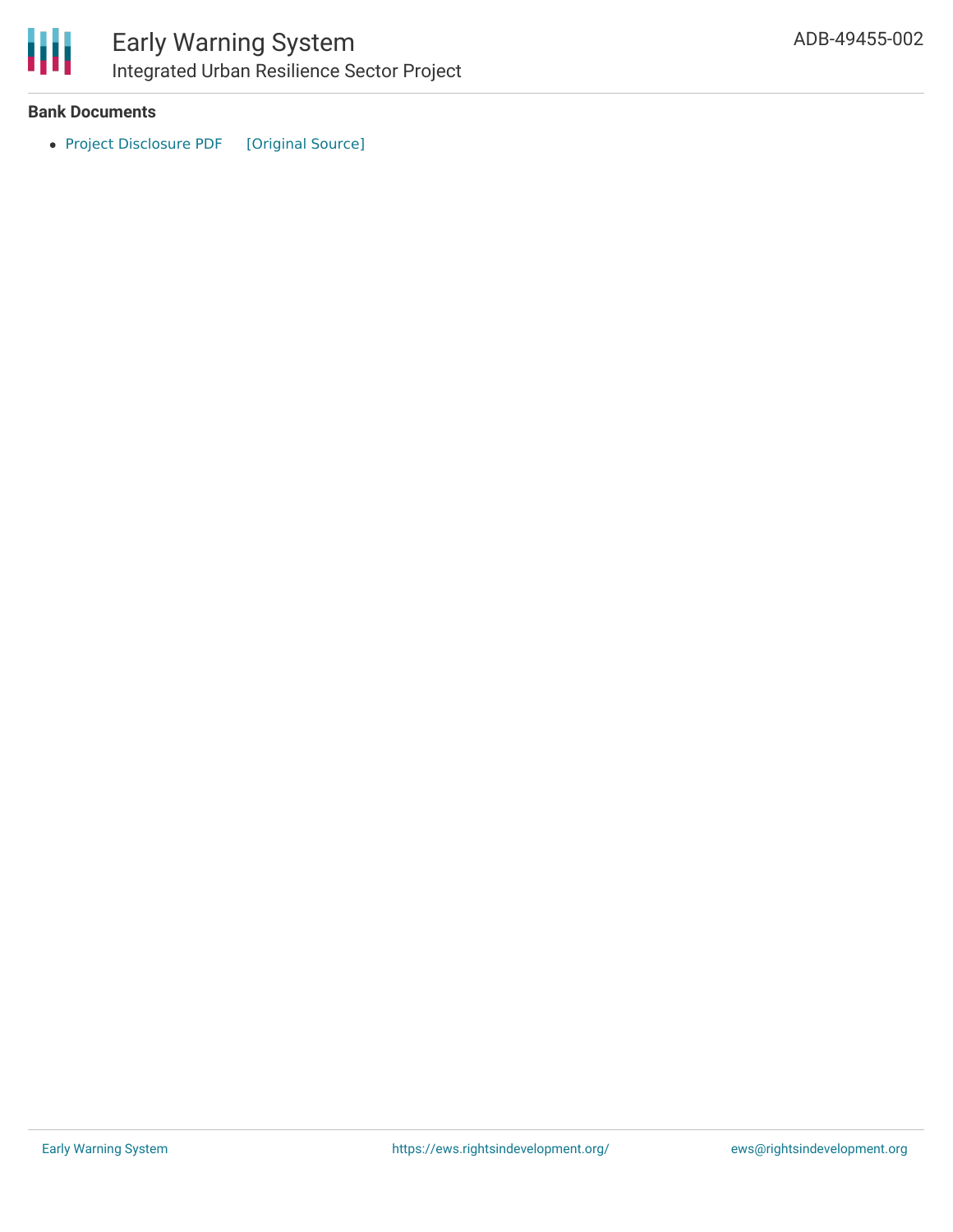**Bank Documents**

- Project Disclosure PDF [Original Source]